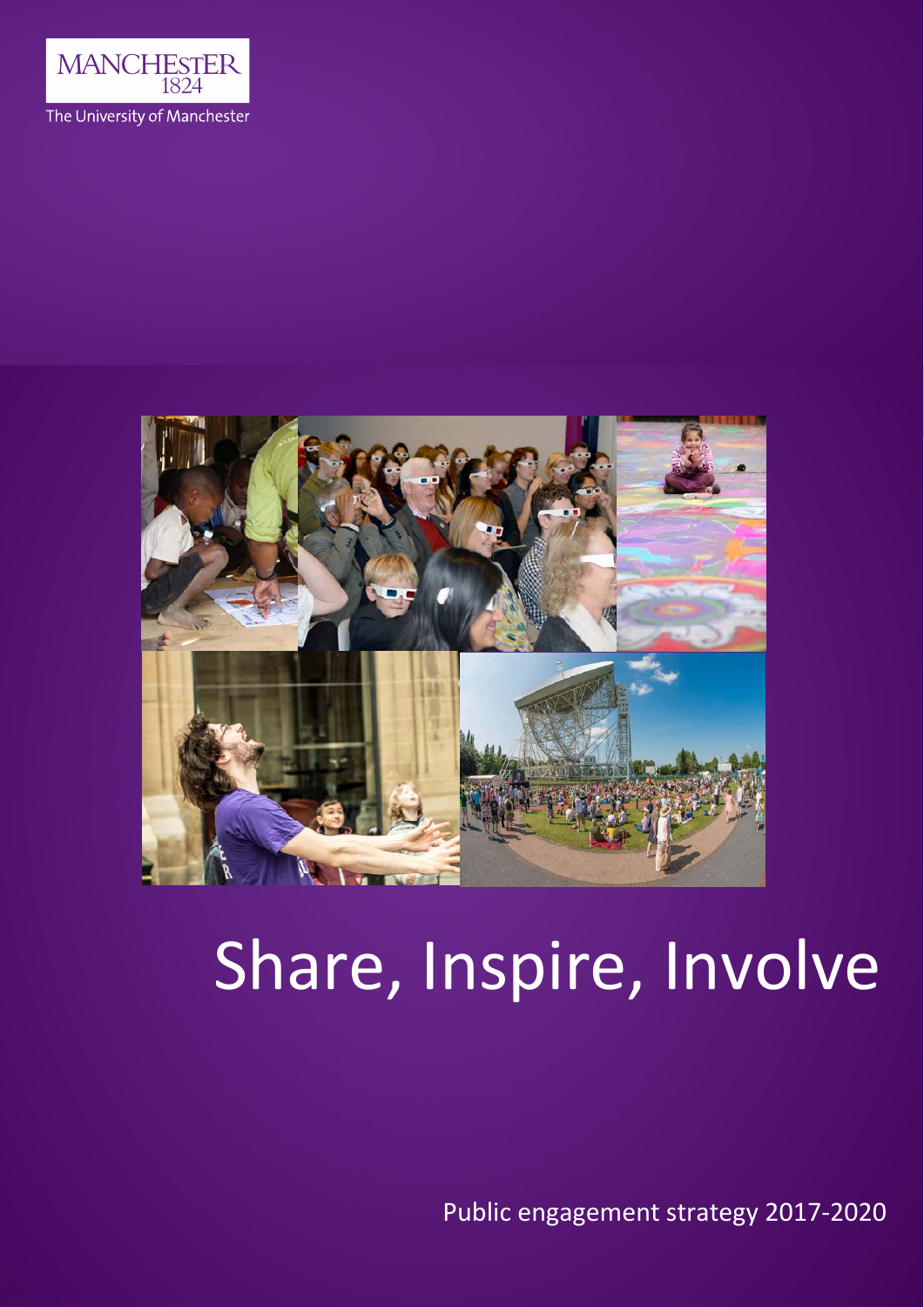MANCHESTER
1824

The University of Manchester

# Share, Inspire, Involve

Public engagement strategy 2017-2020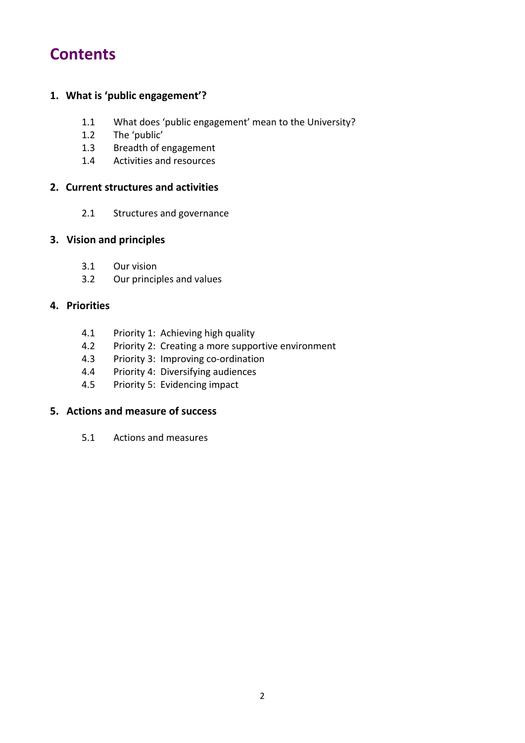# Contents

**1. What is ‘public engagement’?**

- 1.1 What does ‘public engagement’ mean to the University?
- 1.2 The ‘public’
- 1.3 Breadth of engagement
- 1.4 Activities and resources

**2. Current structures and activities**

- 2.1 Structures and governance

**3. Vision and principles**

- 3.1 Our vision
- 3.2 Our principles and values

**4. Priorities**

- 4.1 Priority 1: Achieving high quality
- 4.2 Priority 2: Creating a more supportive environment
- 4.3 Priority 3: Improving co-ordination
- 4.4 Priority 4: Diversifying audiences
- 4.5 Priority 5: Evidencing impact

**5. Actions and measure of success**

- 5.1 Actions and measures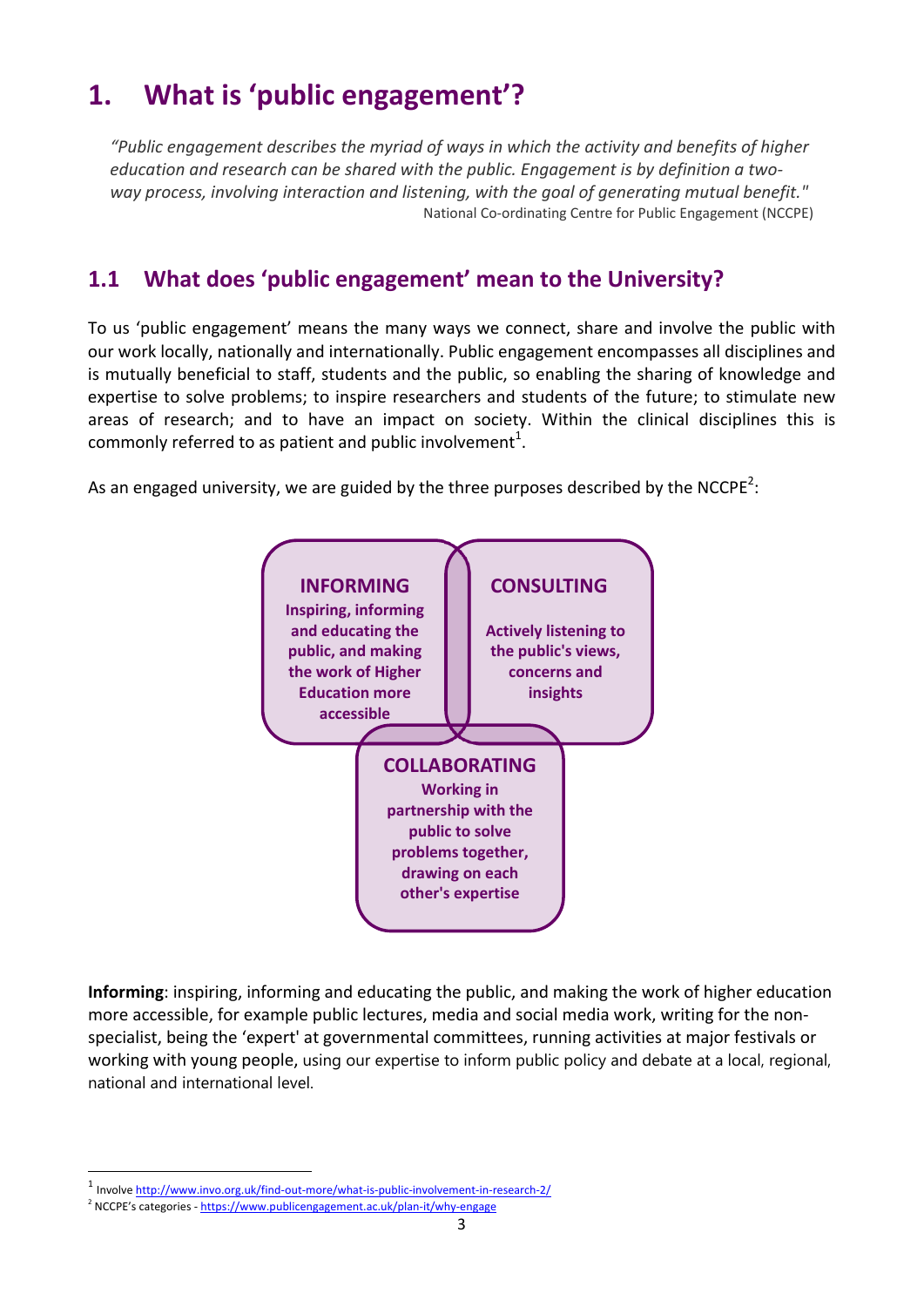# 1. What is 'public engagement'?

*"Public engagement describes the myriad of ways in which the activity and benefits of higher education and research can be shared with the public. Engagement is by definition a two-way process, involving interaction and listening, with the goal of generating mutual benefit."*

National Co-ordinating Centre for Public Engagement (NCCPE)

## 1.1 What does 'public engagement' mean to the University?

To us 'public engagement' means the many ways we connect, share and involve the public with our work locally, nationally and internationally. Public engagement encompasses all disciplines and is mutually beneficial to staff, students and the public, so enabling the sharing of knowledge and expertise to solve problems; to inspire researchers and students of the future; to stimulate new areas of research; and to have an impact on society. Within the clinical disciplines this is commonly referred to as patient and public involvement[1].

As an engaged university, we are guided by the three purposes described by the NCCPE[2]:

**INFORMING**
**Inspiring, informing and educating the public, and making the work of Higher Education more accessible**

**CONSULTING**
**Actively listening to the public's views, concerns and insights**

**COLLABORATING**
**Working in partnership with the public to solve problems together, drawing on each other's expertise**

**Informing**: inspiring, informing and educating the public, and making the work of higher education more accessible, for example public lectures, media and social media work, writing for the non-specialist, being the 'expert' at governmental committees, running activities at major festivals or working with young people, using our expertise to inform public policy and debate at a local, regional, national and international level.

---

[1] Involve http://www.invo.org.uk/find-out-more/what-is-public-involvement-in-research-2/

[2] NCCPE's categories - https://www.publicengagement.ac.uk/plan-it/why-engage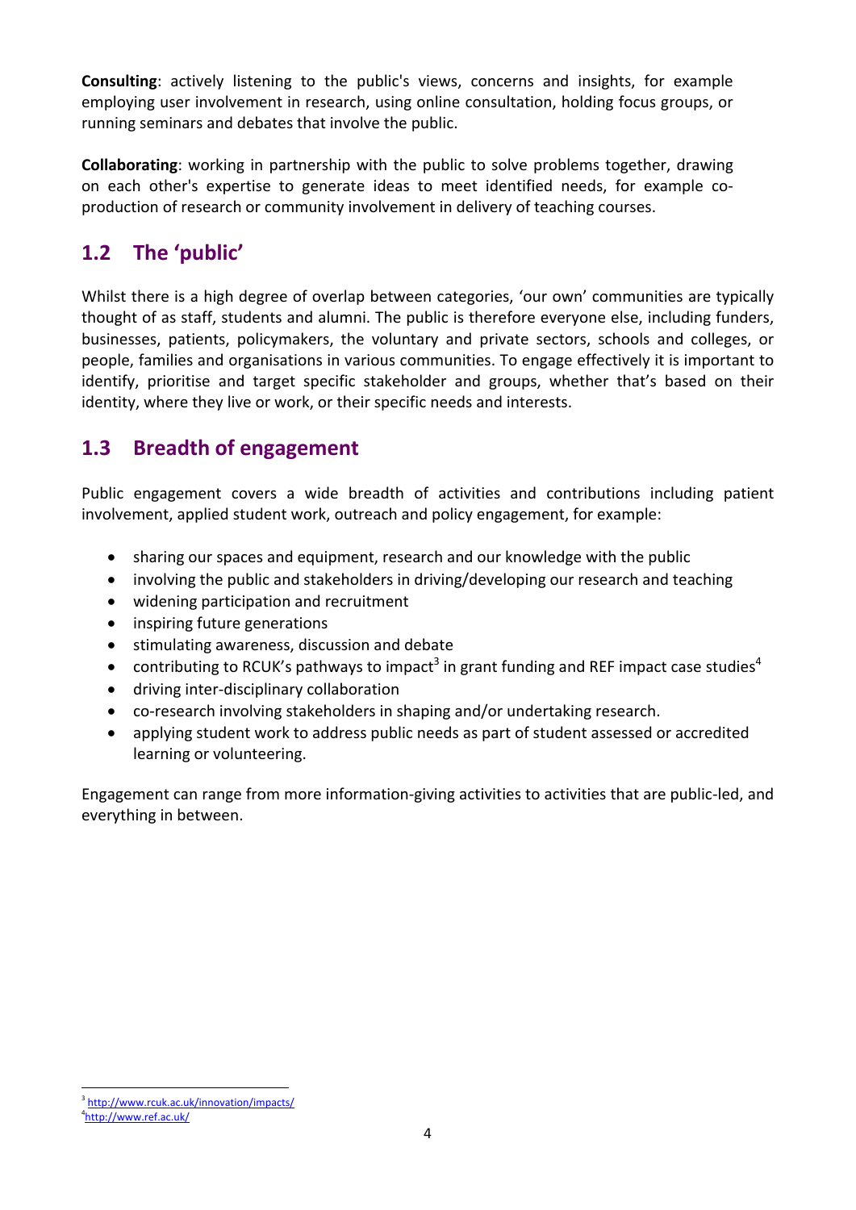**Consulting**: actively listening to the public's views, concerns and insights, for example employing user involvement in research, using online consultation, holding focus groups, or running seminars and debates that involve the public.

**Collaborating**: working in partnership with the public to solve problems together, drawing on each other's expertise to generate ideas to meet identified needs, for example co-production of research or community involvement in delivery of teaching courses.

## 1.2 The 'public'

Whilst there is a high degree of overlap between categories, 'our own' communities are typically thought of as staff, students and alumni. The public is therefore everyone else, including funders, businesses, patients, policymakers, the voluntary and private sectors, schools and colleges, or people, families and organisations in various communities. To engage effectively it is important to identify, prioritise and target specific stakeholder and groups, whether that's based on their identity, where they live or work, or their specific needs and interests.

## 1.3 Breadth of engagement

Public engagement covers a wide breadth of activities and contributions including patient involvement, applied student work, outreach and policy engagement, for example:

- sharing our spaces and equipment, research and our knowledge with the public
- involving the public and stakeholders in driving/developing our research and teaching
- widening participation and recruitment
- inspiring future generations
- stimulating awareness, discussion and debate
- contributing to RCUK's pathways to impact[3] in grant funding and REF impact case studies[4]
- driving inter-disciplinary collaboration
- co-research involving stakeholders in shaping and/or undertaking research.
- applying student work to address public needs as part of student assessed or accredited learning or volunteering.

Engagement can range from more information-giving activities to activities that are public-led, and everything in between.

[3] http://www.rcuk.ac.uk/innovation/impacts/
[4] http://www.ref.ac.uk/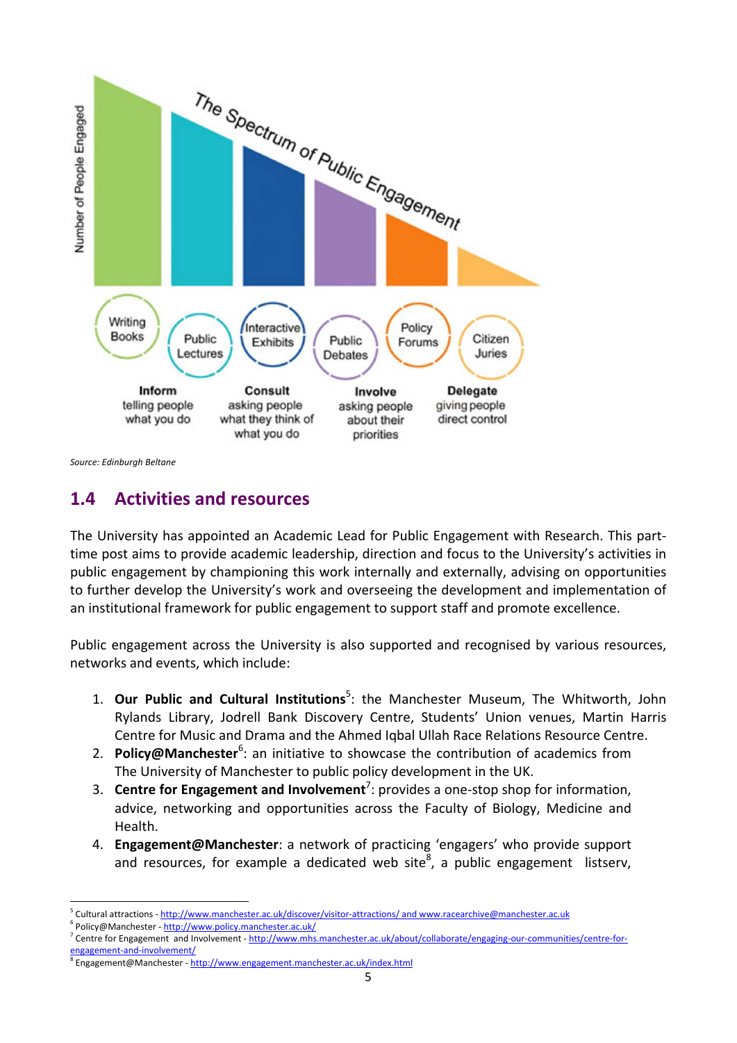The Spectrum of Public Engagement

Number of People Engaged

Writing Books | Public Lectures | Interactive Exhibits | Public Debates | Policy Forums | Citizen Juries

**Inform** telling people what you do

**Consult** asking people what they think of what you do

**Involve** asking people about their priorities

**Delegate** giving people direct control

*Source: Edinburgh Beltane*

## 1.4 Activities and resources

The University has appointed an Academic Lead for Public Engagement with Research. This part-time post aims to provide academic leadership, direction and focus to the University's activities in public engagement by championing this work internally and externally, advising on opportunities to further develop the University's work and overseeing the development and implementation of an institutional framework for public engagement to support staff and promote excellence.

Public engagement across the University is also supported and recognised by various resources, networks and events, which include:

1. **Our Public and Cultural Institutions**[5]: the Manchester Museum, The Whitworth, John Rylands Library, Jodrell Bank Discovery Centre, Students' Union venues, Martin Harris Centre for Music and Drama and the Ahmed Iqbal Ullah Race Relations Resource Centre.
2. **Policy@Manchester**[6]: an initiative to showcase the contribution of academics from The University of Manchester to public policy development in the UK.
3. **Centre for Engagement and Involvement**[7]: provides a one-stop shop for information, advice, networking and opportunities across the Faculty of Biology, Medicine and Health.
4. **Engagement@Manchester**: a network of practicing 'engagers' who provide support and resources, for example a dedicated web site[8], a public engagement listserv,

---

[5] Cultural attractions - http://www.manchester.ac.uk/discover/visitor-attractions/ and www.racearchive@manchester.ac.uk

[6] Policy@Manchester - http://www.policy.manchester.ac.uk/

[7] Centre for Engagement and Involvement - http://www.mhs.manchester.ac.uk/about/collaborate/engaging-our-communities/centre-for-engagement-and-involvement/

[8] Engagement@Manchester - http://www.engagement.manchester.ac.uk/index.html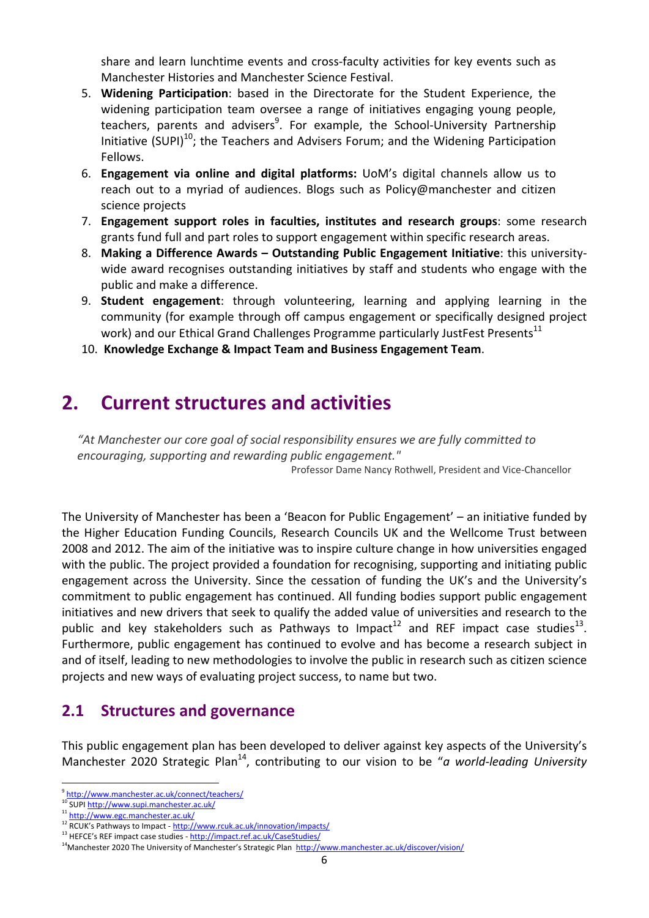share and learn lunchtime events and cross-faculty activities for key events such as Manchester Histories and Manchester Science Festival.

5. **Widening Participation**: based in the Directorate for the Student Experience, the widening participation team oversee a range of initiatives engaging young people, teachers, parents and advisers[9]. For example, the School-University Partnership Initiative (SUPI)[10]; the Teachers and Advisers Forum; and the Widening Participation Fellows.
6. **Engagement via online and digital platforms:** UoM's digital channels allow us to reach out to a myriad of audiences. Blogs such as Policy@manchester and citizen science projects
7. **Engagement support roles in faculties, institutes and research groups**: some research grants fund full and part roles to support engagement within specific research areas.
8. **Making a Difference Awards – Outstanding Public Engagement Initiative**: this university-wide award recognises outstanding initiatives by staff and students who engage with the public and make a difference.
9. **Student engagement**: through volunteering, learning and applying learning in the community (for example through off campus engagement or specifically designed project work) and our Ethical Grand Challenges Programme particularly JustFest Presents[11]
10. **Knowledge Exchange & Impact Team and Business Engagement Team**.

# 2. Current structures and activities

*"At Manchester our core goal of social responsibility ensures we are fully committed to encouraging, supporting and rewarding public engagement."*

Professor Dame Nancy Rothwell, President and Vice-Chancellor

The University of Manchester has been a 'Beacon for Public Engagement' – an initiative funded by the Higher Education Funding Councils, Research Councils UK and the Wellcome Trust between 2008 and 2012. The aim of the initiative was to inspire culture change in how universities engaged with the public. The project provided a foundation for recognising, supporting and initiating public engagement across the University. Since the cessation of funding the UK's and the University's commitment to public engagement has continued. All funding bodies support public engagement initiatives and new drivers that seek to qualify the added value of universities and research to the public and key stakeholders such as Pathways to Impact[12] and REF impact case studies[13]. Furthermore, public engagement has continued to evolve and has become a research subject in and of itself, leading to new methodologies to involve the public in research such as citizen science projects and new ways of evaluating project success, to name but two.

## 2.1 Structures and governance

This public engagement plan has been developed to deliver against key aspects of the University's Manchester 2020 Strategic Plan[14], contributing to our vision to be "*a world-leading University*

---

[9] http://www.manchester.ac.uk/connect/teachers/

[10] SUPI http://www.supi.manchester.ac.uk/

[11] http://www.egc.manchester.ac.uk/

[12] RCUK's Pathways to Impact - http://www.rcuk.ac.uk/innovation/impacts/

[13] HEFCE's REF impact case studies - http://impact.ref.ac.uk/CaseStudies/

[14] Manchester 2020 The University of Manchester's Strategic Plan http://www.manchester.ac.uk/discover/vision/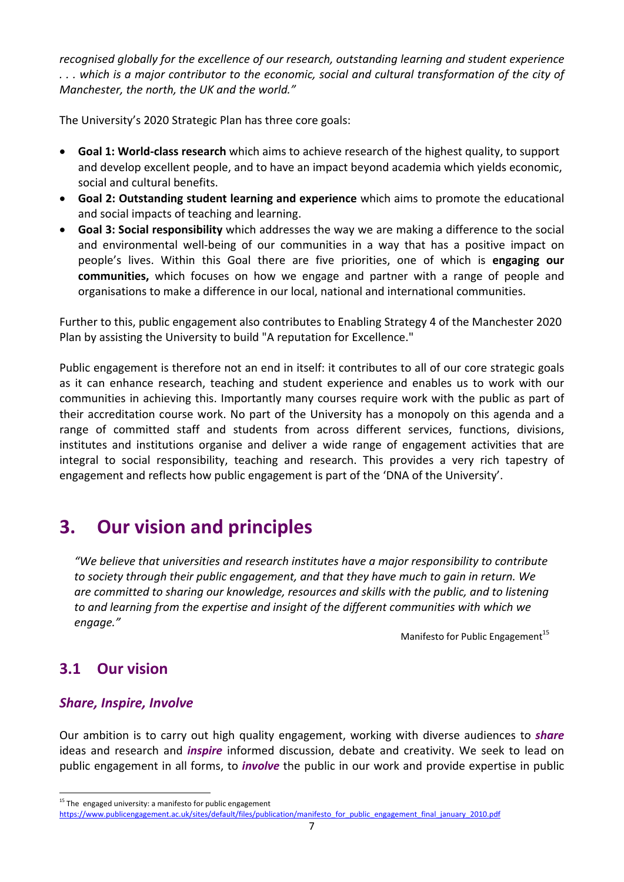*recognised globally for the excellence of our research, outstanding learning and student experience . . . which is a major contributor to the economic, social and cultural transformation of the city of Manchester, the north, the UK and the world."*

The University's 2020 Strategic Plan has three core goals:

- **Goal 1: World-class research** which aims to achieve research of the highest quality, to support and develop excellent people, and to have an impact beyond academia which yields economic, social and cultural benefits.
- **Goal 2: Outstanding student learning and experience** which aims to promote the educational and social impacts of teaching and learning.
- **Goal 3: Social responsibility** which addresses the way we are making a difference to the social and environmental well-being of our communities in a way that has a positive impact on people's lives. Within this Goal there are five priorities, one of which is **engaging our communities,** which focuses on how we engage and partner with a range of people and organisations to make a difference in our local, national and international communities.

Further to this, public engagement also contributes to Enabling Strategy 4 of the Manchester 2020 Plan by assisting the University to build "A reputation for Excellence."

Public engagement is therefore not an end in itself: it contributes to all of our core strategic goals as it can enhance research, teaching and student experience and enables us to work with our communities in achieving this. Importantly many courses require work with the public as part of their accreditation course work. No part of the University has a monopoly on this agenda and a range of committed staff and students from across different services, functions, divisions, institutes and institutions organise and deliver a wide range of engagement activities that are integral to social responsibility, teaching and research. This provides a very rich tapestry of engagement and reflects how public engagement is part of the 'DNA of the University'.

# 3. Our vision and principles

*"We believe that universities and research institutes have a major responsibility to contribute to society through their public engagement, and that they have much to gain in return. We are committed to sharing our knowledge, resources and skills with the public, and to listening to and learning from the expertise and insight of the different communities with which we engage."*

Manifesto for Public Engagement[15]

## 3.1 Our vision

### *Share, Inspire, Involve*

Our ambition is to carry out high quality engagement, working with diverse audiences to ***share*** ideas and research and ***inspire*** informed discussion, debate and creativity. We seek to lead on public engagement in all forms, to ***involve*** the public in our work and provide expertise in public

[15] The engaged university: a manifesto for public engagement https://www.publicengagement.ac.uk/sites/default/files/publication/manifesto_for_public_engagement_final_january_2010.pdf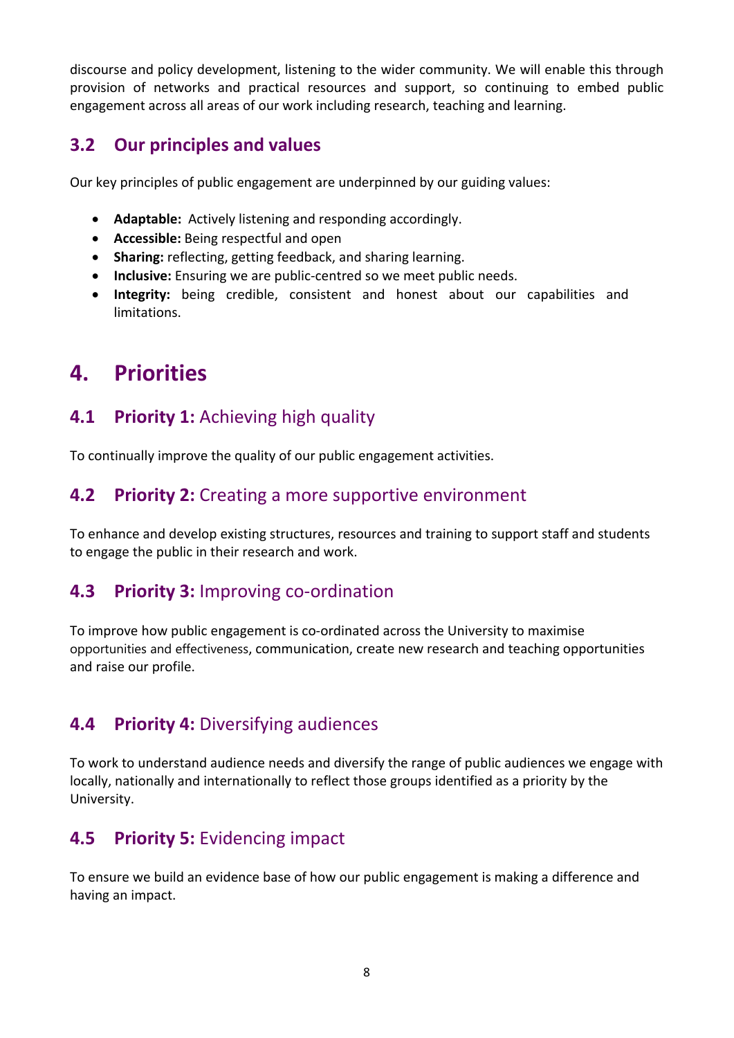discourse and policy development, listening to the wider community. We will enable this through provision of networks and practical resources and support, so continuing to embed public engagement across all areas of our work including research, teaching and learning.

## 3.2 Our principles and values

Our key principles of public engagement are underpinned by our guiding values:

- **Adaptable:** Actively listening and responding accordingly.
- **Accessible:** Being respectful and open
- **Sharing:** reflecting, getting feedback, and sharing learning.
- **Inclusive:** Ensuring we are public-centred so we meet public needs.
- **Integrity:** being credible, consistent and honest about our capabilities and limitations.

# 4. Priorities

## 4.1 **Priority 1:** Achieving high quality

To continually improve the quality of our public engagement activities.

## 4.2 **Priority 2:** Creating a more supportive environment

To enhance and develop existing structures, resources and training to support staff and students to engage the public in their research and work.

## 4.3 **Priority 3:** Improving co-ordination

To improve how public engagement is co-ordinated across the University to maximise opportunities and effectiveness, communication, create new research and teaching opportunities and raise our profile.

## 4.4 **Priority 4:** Diversifying audiences

To work to understand audience needs and diversify the range of public audiences we engage with locally, nationally and internationally to reflect those groups identified as a priority by the University.

## 4.5 **Priority 5:** Evidencing impact

To ensure we build an evidence base of how our public engagement is making a difference and having an impact.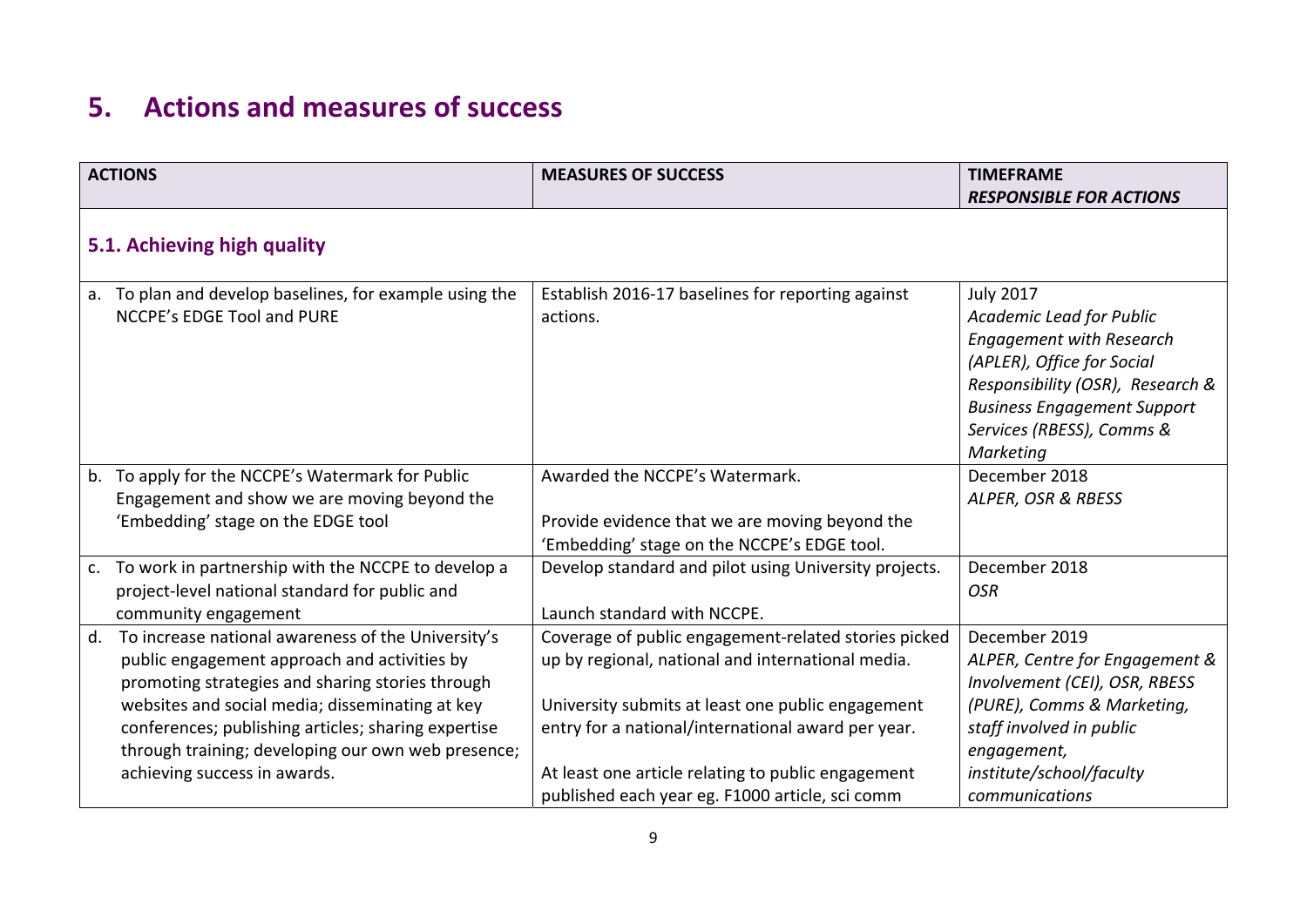## 5. Actions and measures of success

| ACTIONS | MEASURES OF SUCCESS | TIMEFRAME<br>*RESPONSIBLE FOR ACTIONS* |
|---|---|---|
| **5.1. Achieving high quality** | | |
| a. To plan and develop baselines, for example using the NCCPE's EDGE Tool and PURE | Establish 2016-17 baselines for reporting against actions. | July 2017<br>*Academic Lead for Public Engagement with Research (APLER), Office for Social Responsibility (OSR), Research & Business Engagement Support Services (RBESS), Comms & Marketing* |
| b. To apply for the NCCPE's Watermark for Public Engagement and show we are moving beyond the 'Embedding' stage on the EDGE tool | Awarded the NCCPE's Watermark.<br><br>Provide evidence that we are moving beyond the 'Embedding' stage on the NCCPE's EDGE tool. | December 2018<br>*ALPER, OSR & RBESS* |
| c. To work in partnership with the NCCPE to develop a project-level national standard for public and community engagement | Develop standard and pilot using University projects.<br><br>Launch standard with NCCPE. | December 2018<br>*OSR* |
| d. To increase national awareness of the University's public engagement approach and activities by promoting strategies and sharing stories through websites and social media; disseminating at key conferences; publishing articles; sharing expertise through training; developing our own web presence; achieving success in awards. | Coverage of public engagement-related stories picked up by regional, national and international media.<br><br>University submits at least one public engagement entry for a national/international award per year.<br><br>At least one article relating to public engagement published each year eg. F1000 article, sci comm | December 2019<br>*ALPER, Centre for Engagement & Involvement (CEI), OSR, RBESS (PURE), Comms & Marketing, staff involved in public engagement, institute/school/faculty communications* |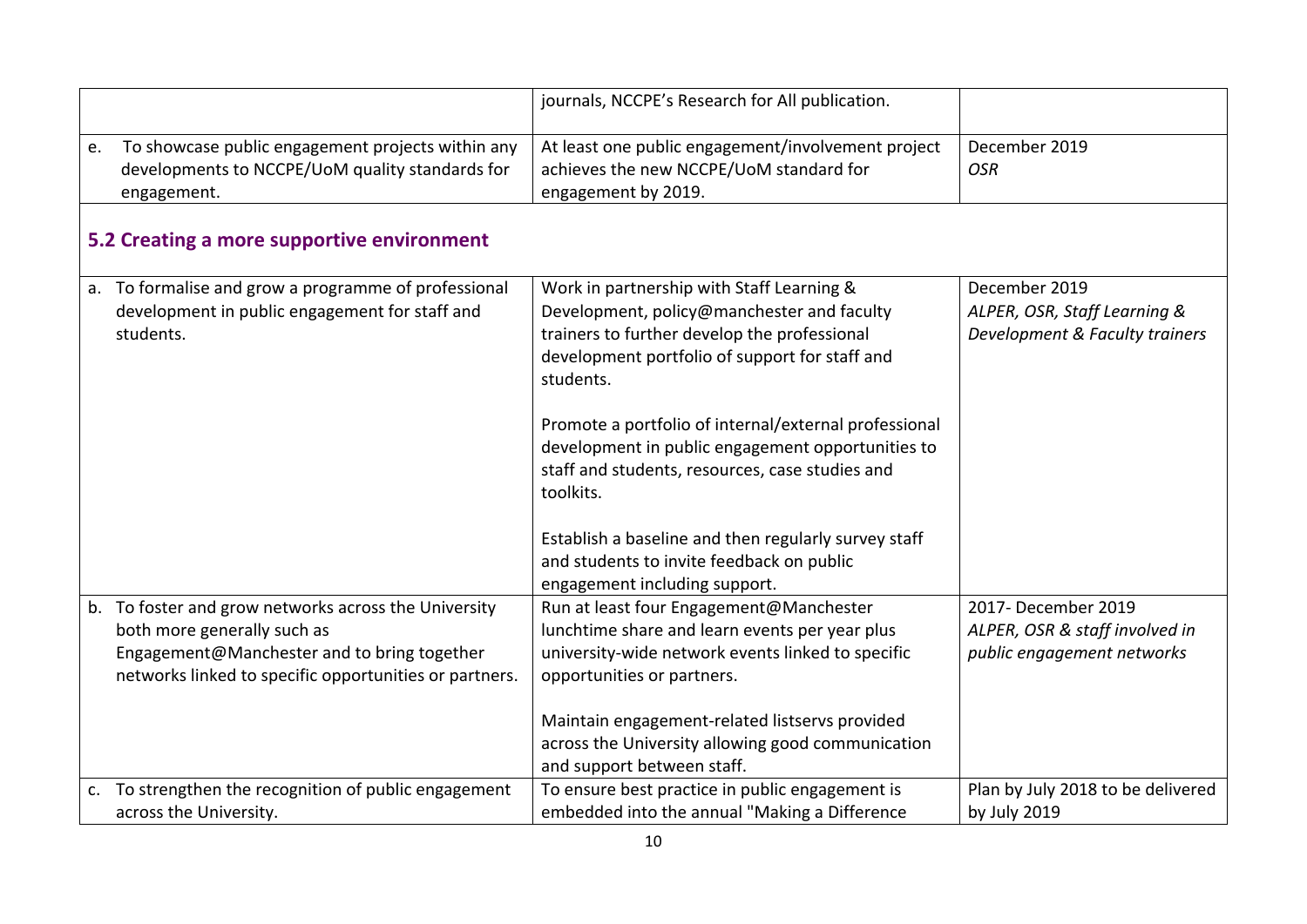| | | |
|---|---|---|
| | journals, NCCPE's Research for All publication. | |
| e. To showcase public engagement projects within any developments to NCCPE/UoM quality standards for engagement. | At least one public engagement/involvement project achieves the new NCCPE/UoM standard for engagement by 2019. | December 2019 *OSR* |

## 5.2 Creating a more supportive environment

| | | |
|---|---|---|
| a. To formalise and grow a programme of professional development in public engagement for staff and students. | Work in partnership with Staff Learning & Development, policy@manchester and faculty trainers to further develop the professional development portfolio of support for staff and students.<br><br>Promote a portfolio of internal/external professional development in public engagement opportunities to staff and students, resources, case studies and toolkits.<br><br>Establish a baseline and then regularly survey staff and students to invite feedback on public engagement including support. | December 2019 *ALPER, OSR, Staff Learning & Development & Faculty trainers* |
| b. To foster and grow networks across the University both more generally such as Engagement@Manchester and to bring together networks linked to specific opportunities or partners. | Run at least four Engagement@Manchester lunchtime share and learn events per year plus university-wide network events linked to specific opportunities or partners.<br><br>Maintain engagement-related listservs provided across the University allowing good communication and support between staff. | 2017- December 2019 *ALPER, OSR & staff involved in public engagement networks* |
| c. To strengthen the recognition of public engagement across the University. | To ensure best practice in public engagement is embedded into the annual "Making a Difference | Plan by July 2018 to be delivered by July 2019 |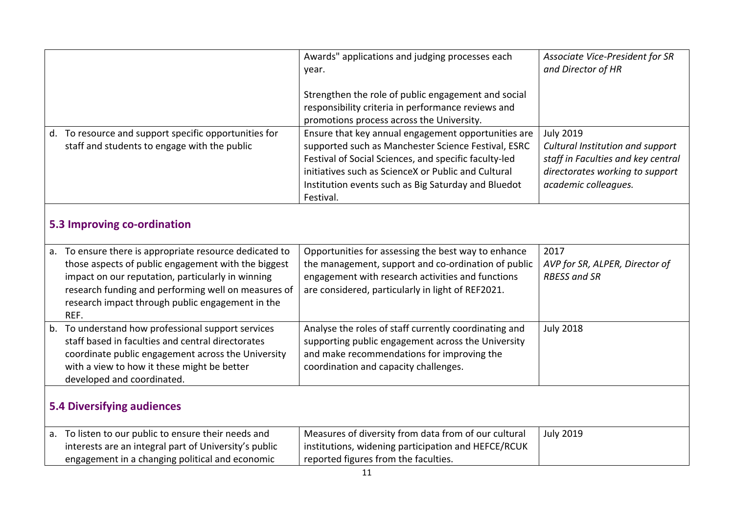| | | |
|---|---|---|
| | Awards" applications and judging processes each year.<br><br>Strengthen the role of public engagement and social responsibility criteria in performance reviews and promotions process across the University. | *Associate Vice-President for SR and Director of HR* |
| d. To resource and support specific opportunities for staff and students to engage with the public | Ensure that key annual engagement opportunities are supported such as Manchester Science Festival, ESRC Festival of Social Sciences, and specific faculty-led initiatives such as ScienceX or Public and Cultural Institution events such as Big Saturday and Bluedot Festival. | July 2019<br>*Cultural Institution and support staff in Faculties and key central directorates working to support academic colleagues.* |

## 5.3 Improving co-ordination

| | | |
|---|---|---|
| a. To ensure there is appropriate resource dedicated to those aspects of public engagement with the biggest impact on our reputation, particularly in winning research funding and performing well on measures of research impact through public engagement in the REF. | Opportunities for assessing the best way to enhance the management, support and co-ordination of public engagement with research activities and functions are considered, particularly in light of REF2021. | 2017<br>*AVP for SR, ALPER, Director of RBESS and SR* |
| b. To understand how professional support services staff based in faculties and central directorates coordinate public engagement across the University with a view to how it these might be better developed and coordinated. | Analyse the roles of staff currently coordinating and supporting public engagement across the University and make recommendations for improving the coordination and capacity challenges. | July 2018 |

## 5.4 Diversifying audiences

| | | |
|---|---|---|
| a. To listen to our public to ensure their needs and interests are an integral part of University's public engagement in a changing political and economic | Measures of diversity from data from of our cultural institutions, widening participation and HEFCE/RCUK reported figures from the faculties. | July 2019 |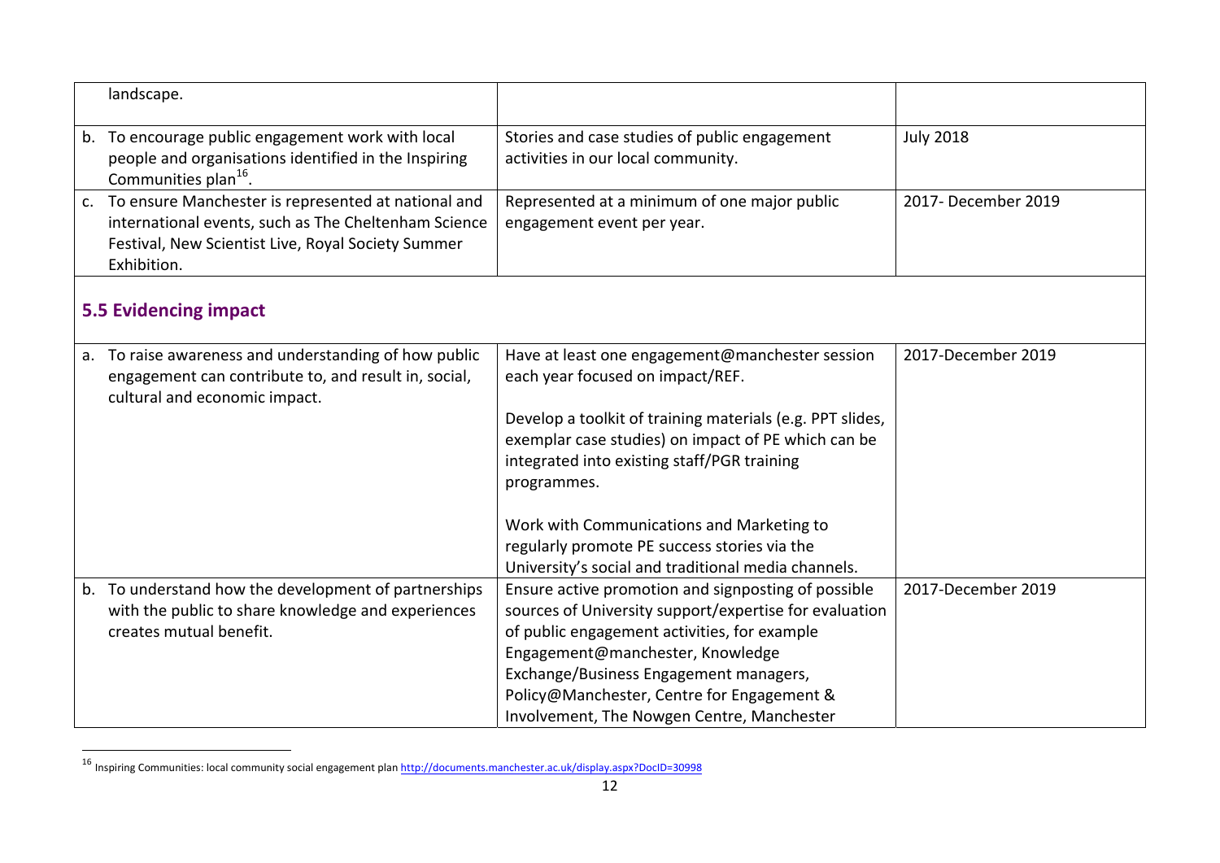| | | |
|---|---|---|
| landscape. | | |
| b. To encourage public engagement work with local people and organisations identified in the Inspiring Communities plan[16]. | Stories and case studies of public engagement activities in our local community. | July 2018 |
| c. To ensure Manchester is represented at national and international events, such as The Cheltenham Science Festival, New Scientist Live, Royal Society Summer Exhibition. | Represented at a minimum of one major public engagement event per year. | 2017- December 2019 |

## 5.5 Evidencing impact

| | | |
|---|---|---|
| a. To raise awareness and understanding of how public engagement can contribute to, and result in, social, cultural and economic impact. | Have at least one engagement@manchester session each year focused on impact/REF.<br><br>Develop a toolkit of training materials (e.g. PPT slides, exemplar case studies) on impact of PE which can be integrated into existing staff/PGR training programmes.<br><br>Work with Communications and Marketing to regularly promote PE success stories via the University's social and traditional media channels. | 2017-December 2019 |
| b. To understand how the development of partnerships with the public to share knowledge and experiences creates mutual benefit. | Ensure active promotion and signposting of possible sources of University support/expertise for evaluation of public engagement activities, for example Engagement@manchester, Knowledge Exchange/Business Engagement managers, Policy@Manchester, Centre for Engagement & Involvement, The Nowgen Centre, Manchester | 2017-December 2019 |

[16] Inspiring Communities: local community social engagement plan http://documents.manchester.ac.uk/display.aspx?DocID=30998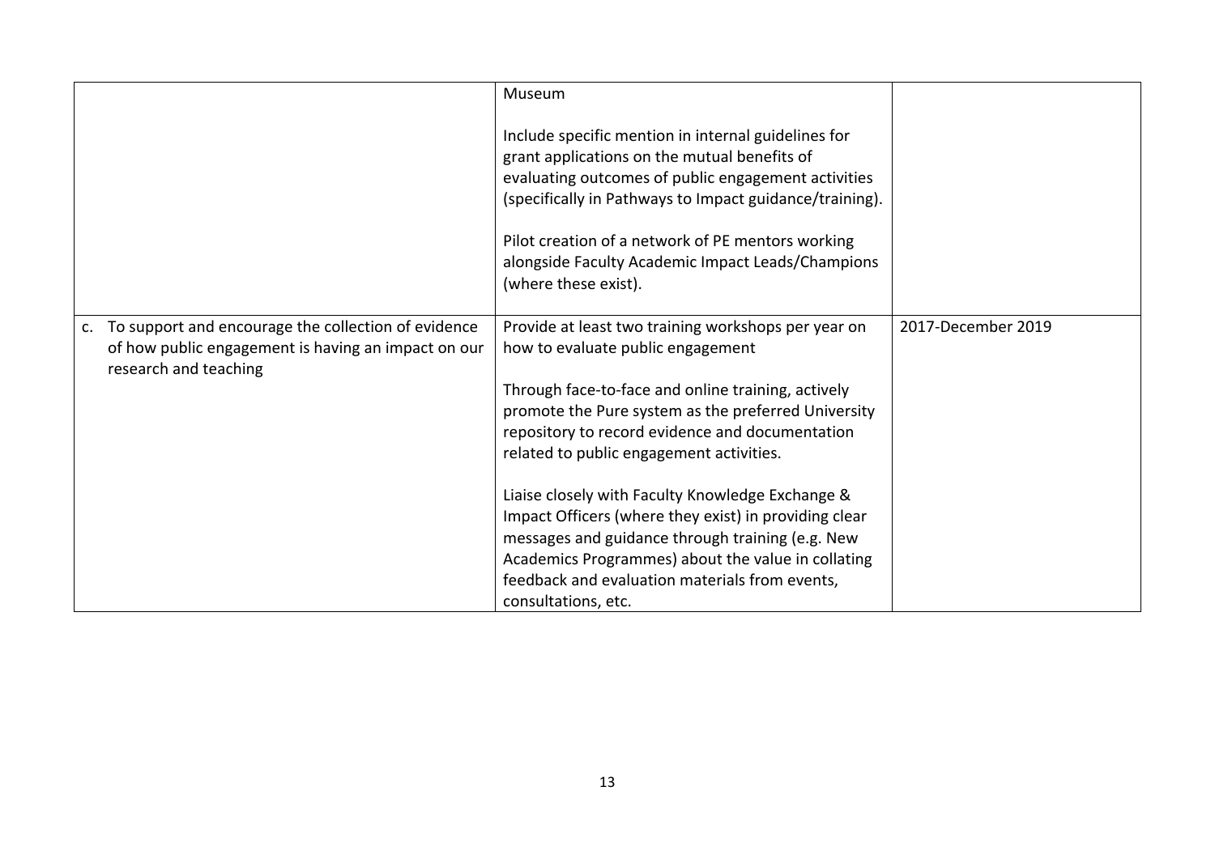| | | |
|---|---|---|
| | Museum<br><br>Include specific mention in internal guidelines for grant applications on the mutual benefits of evaluating outcomes of public engagement activities (specifically in Pathways to Impact guidance/training).<br><br>Pilot creation of a network of PE mentors working alongside Faculty Academic Impact Leads/Champions (where these exist). | |
| c. To support and encourage the collection of evidence of how public engagement is having an impact on our research and teaching | Provide at least two training workshops per year on how to evaluate public engagement<br><br>Through face-to-face and online training, actively promote the Pure system as the preferred University repository to record evidence and documentation related to public engagement activities.<br><br>Liaise closely with Faculty Knowledge Exchange & Impact Officers (where they exist) in providing clear messages and guidance through training (e.g. New Academics Programmes) about the value in collating feedback and evaluation materials from events, consultations, etc. | 2017-December 2019 |